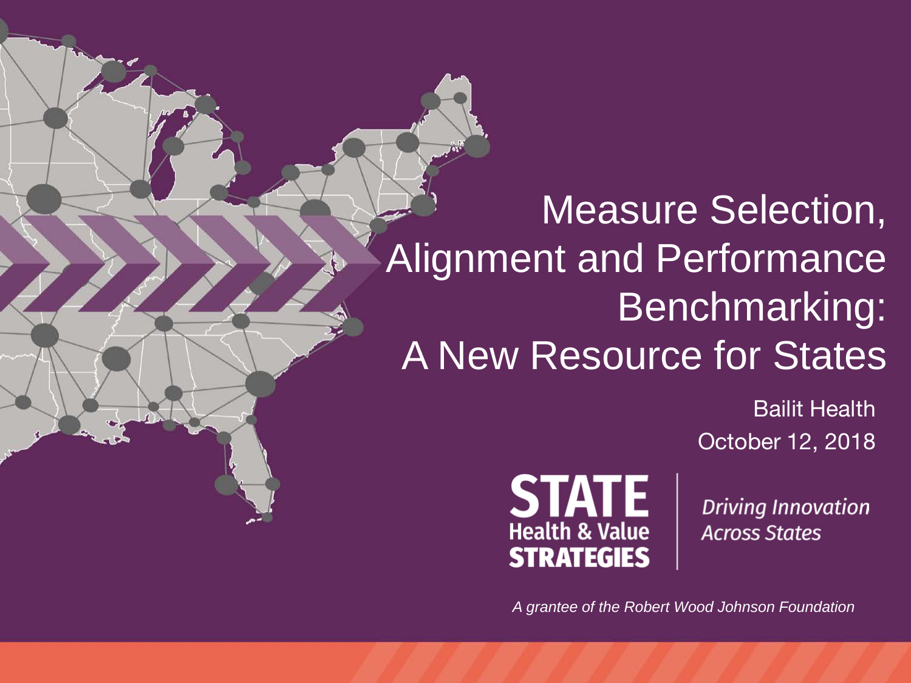# Measure Selection, Alignment and Performance Benchmarking: A New Resource for States

Bailit Health

October 12, 2018

**STATE Health & Value STRATEGIES**

*Driving Innovation Across States*

*A grantee of the Robert Wood Johnson Foundation*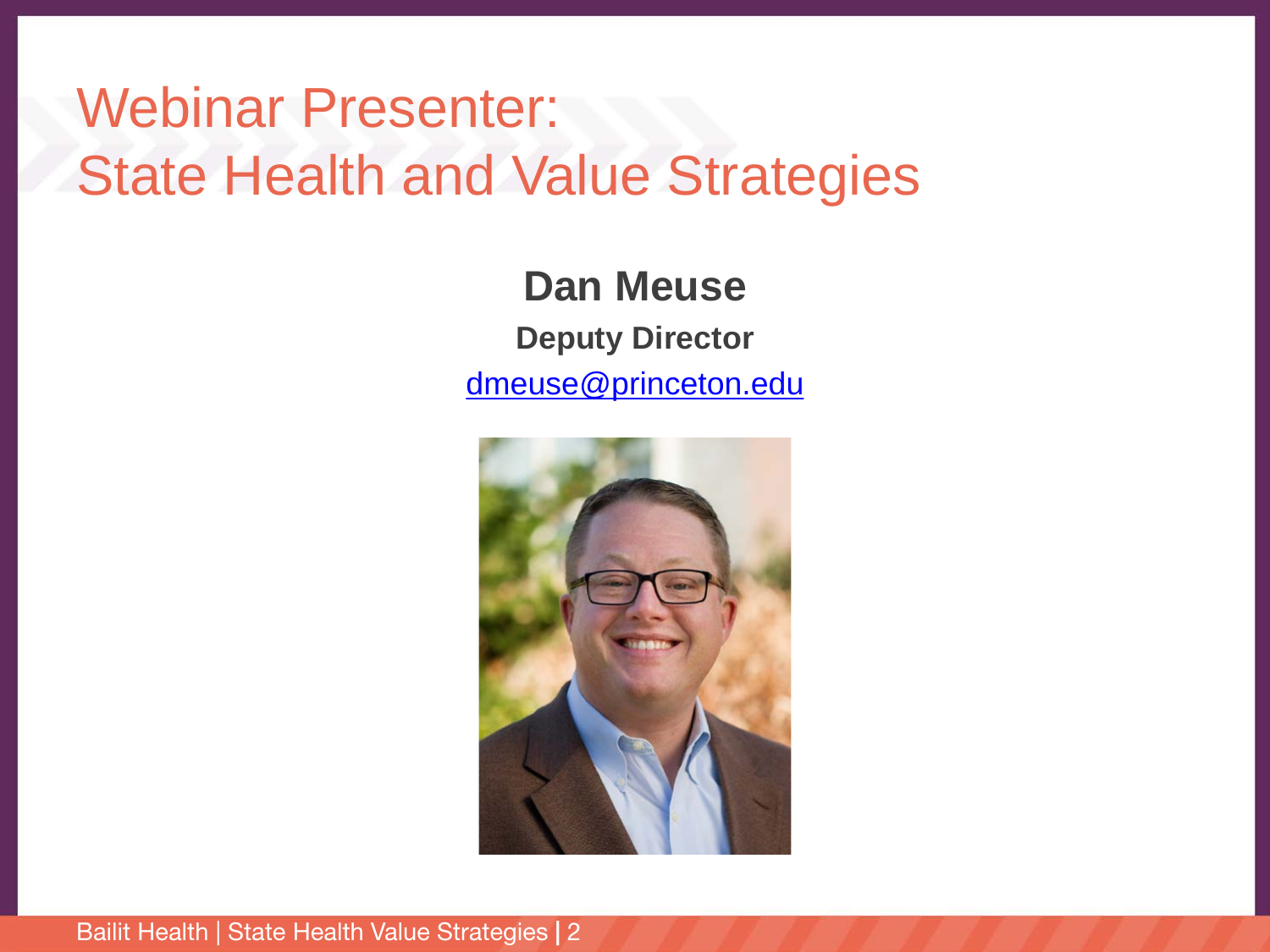# Webinar Presenter:
# State Health and Value Strategies

**Dan Meuse**

**Deputy Director**

dmeuse@princeton.edu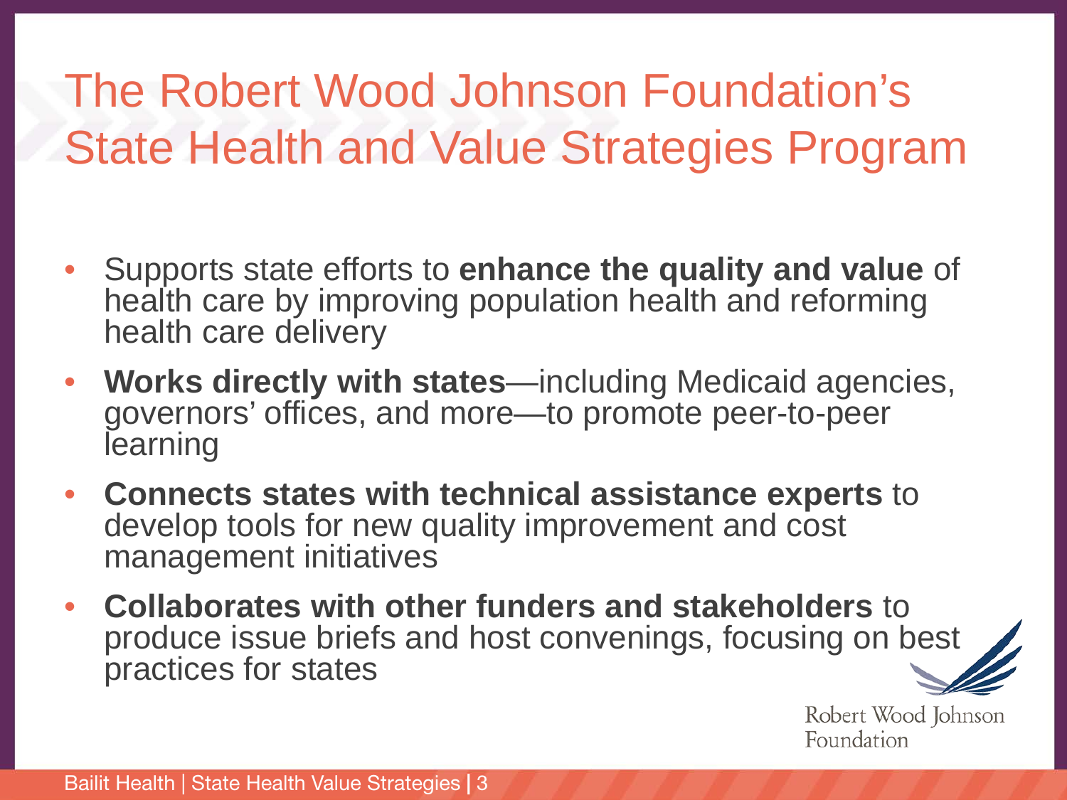# The Robert Wood Johnson Foundation's State Health and Value Strategies Program

- Supports state efforts to **enhance the quality and value** of health care by improving population health and reforming health care delivery
- **Works directly with states**—including Medicaid agencies, governors' offices, and more—to promote peer-to-peer learning
- **Connects states with technical assistance experts** to develop tools for new quality improvement and cost management initiatives
- **Collaborates with other funders and stakeholders** to produce issue briefs and host convenings, focusing on best practices for states

Robert Wood Johnson Foundation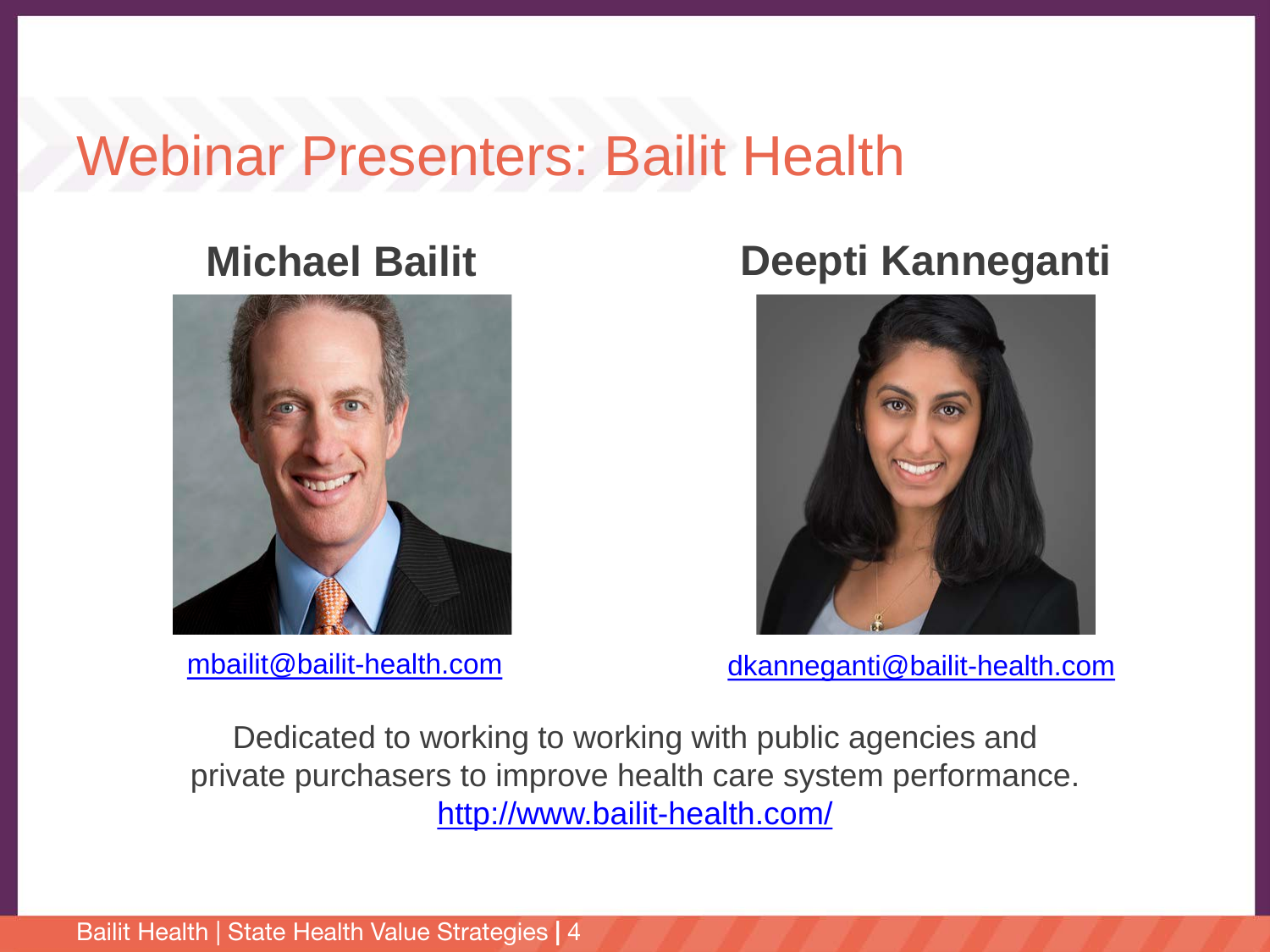# Webinar Presenters: Bailit Health

## Michael Bailit

mbailit@bailit-health.com

## Deepti Kanneganti

dkanneganti@bailit-health.com

Dedicated to working to working with public agencies and private purchasers to improve health care system performance.
http://www.bailit-health.com/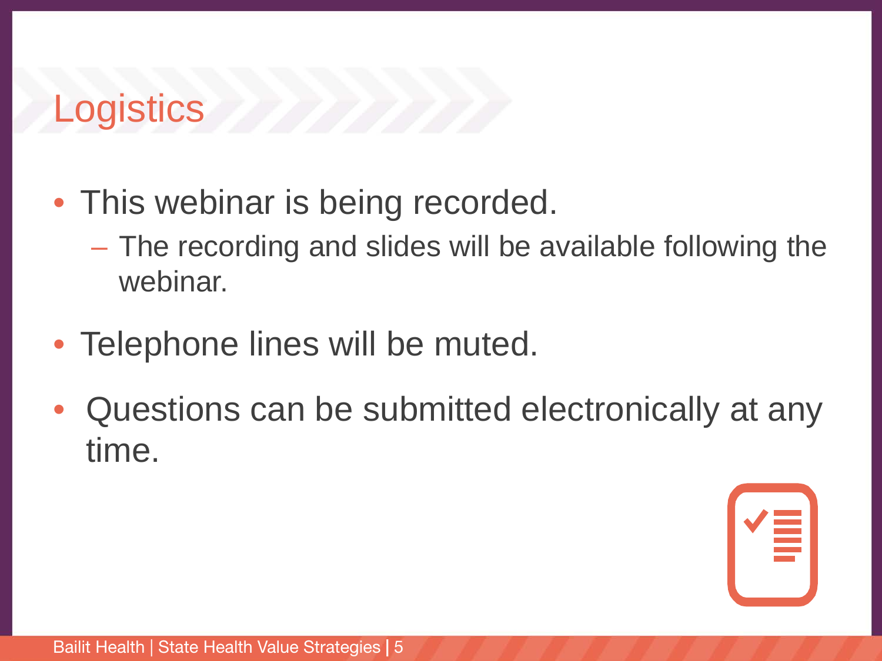# Logistics

- This webinar is being recorded.
  - The recording and slides will be available following the webinar.
- Telephone lines will be muted.
- Questions can be submitted electronically at any time.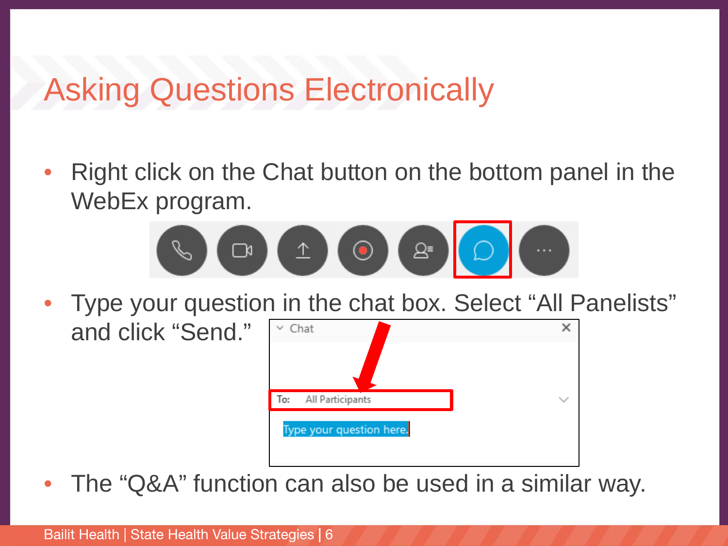# Asking Questions Electronically

- Right click on the Chat button on the bottom panel in the WebEx program.
- Type your question in the chat box. Select “All Panelists” and click “Send.”
- The “Q&A” function can also be used in a similar way.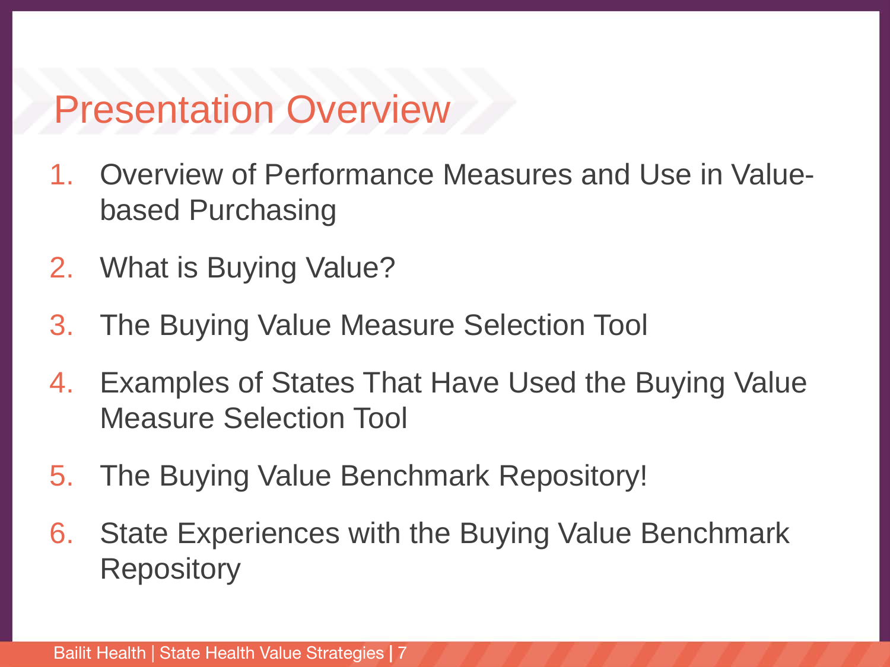# Presentation Overview

1. Overview of Performance Measures and Use in Value-based Purchasing
2. What is Buying Value?
3. The Buying Value Measure Selection Tool
4. Examples of States That Have Used the Buying Value Measure Selection Tool
5. The Buying Value Benchmark Repository!
6. State Experiences with the Buying Value Benchmark Repository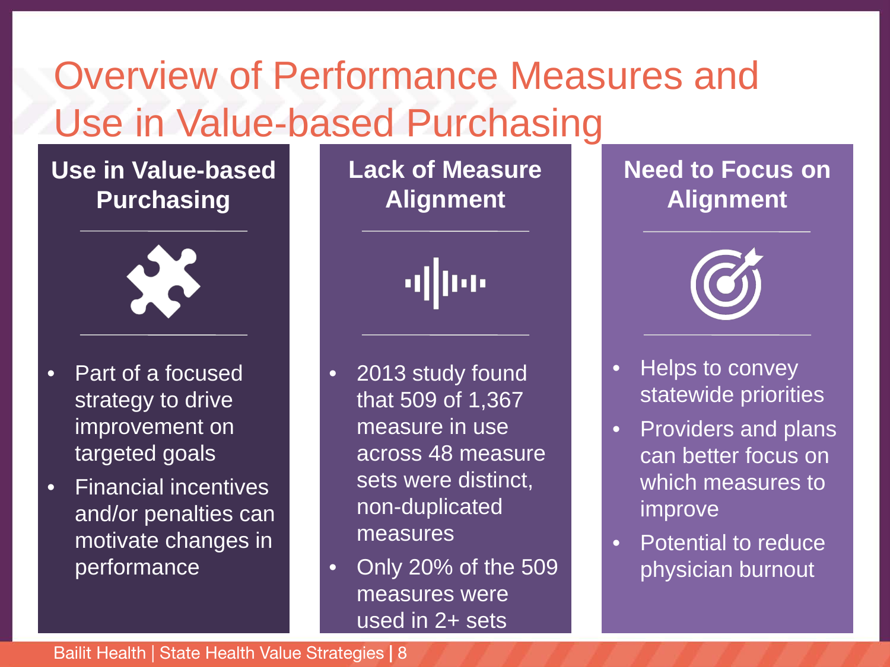# Overview of Performance Measures and Use in Value-based Purchasing

## Use in Value-based Purchasing

- Part of a focused strategy to drive improvement on targeted goals
- Financial incentives and/or penalties can motivate changes in performance

## Lack of Measure Alignment

- 2013 study found that 509 of 1,367 measure in use across 48 measure sets were distinct, non-duplicated measures
- Only 20% of the 509 measures were used in 2+ sets

## Need to Focus on Alignment

- Helps to convey statewide priorities
- Providers and plans can better focus on which measures to improve
- Potential to reduce physician burnout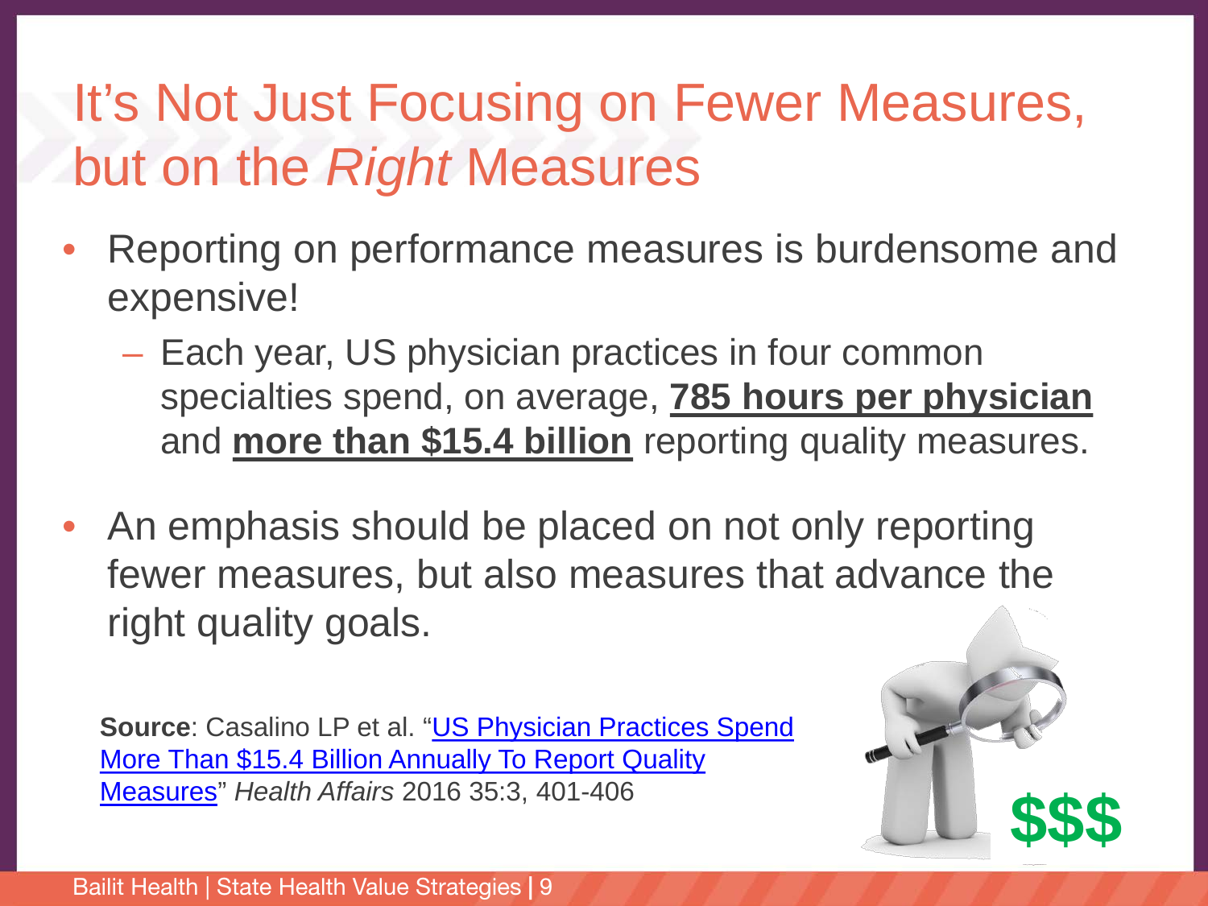# It's Not Just Focusing on Fewer Measures, but on the *Right* Measures

- Reporting on performance measures is burdensome and expensive!
  - Each year, US physician practices in four common specialties spend, on average, **785 hours per physician** and **more than $15.4 billion** reporting quality measures.
- An emphasis should be placed on not only reporting fewer measures, but also measures that advance the right quality goals.

**Source**: Casalino LP et al. "US Physician Practices Spend More Than $15.4 Billion Annually To Report Quality Measures" *Health Affairs* 2016 35:3, 401-406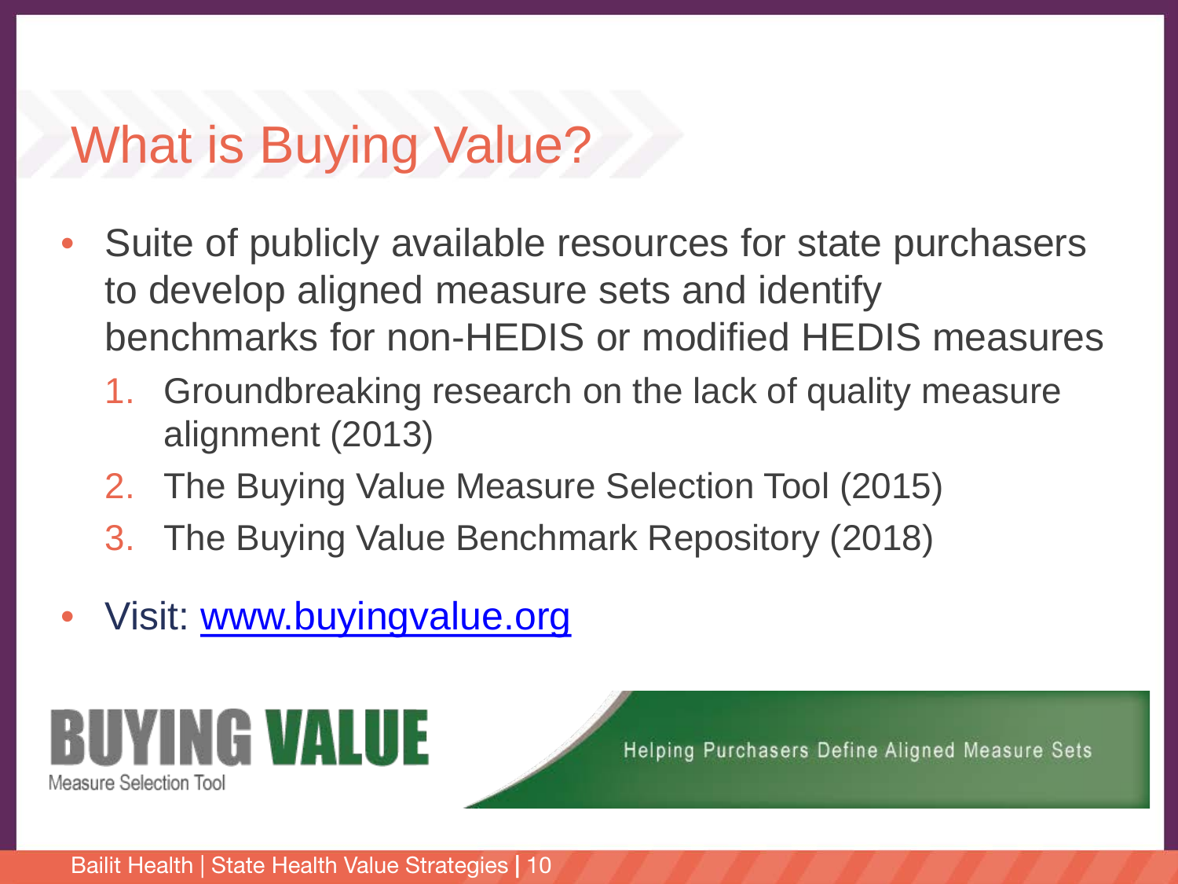# What is Buying Value?

- Suite of publicly available resources for state purchasers to develop aligned measure sets and identify benchmarks for non-HEDIS or modified HEDIS measures
  1. Groundbreaking research on the lack of quality measure alignment (2013)
  2. The Buying Value Measure Selection Tool (2015)
  3. The Buying Value Benchmark Repository (2018)
- Visit: [www.buyingvalue.org](http://www.buyingvalue.org)

BUYING VALUE
Measure Selection Tool

Helping Purchasers Define Aligned Measure Sets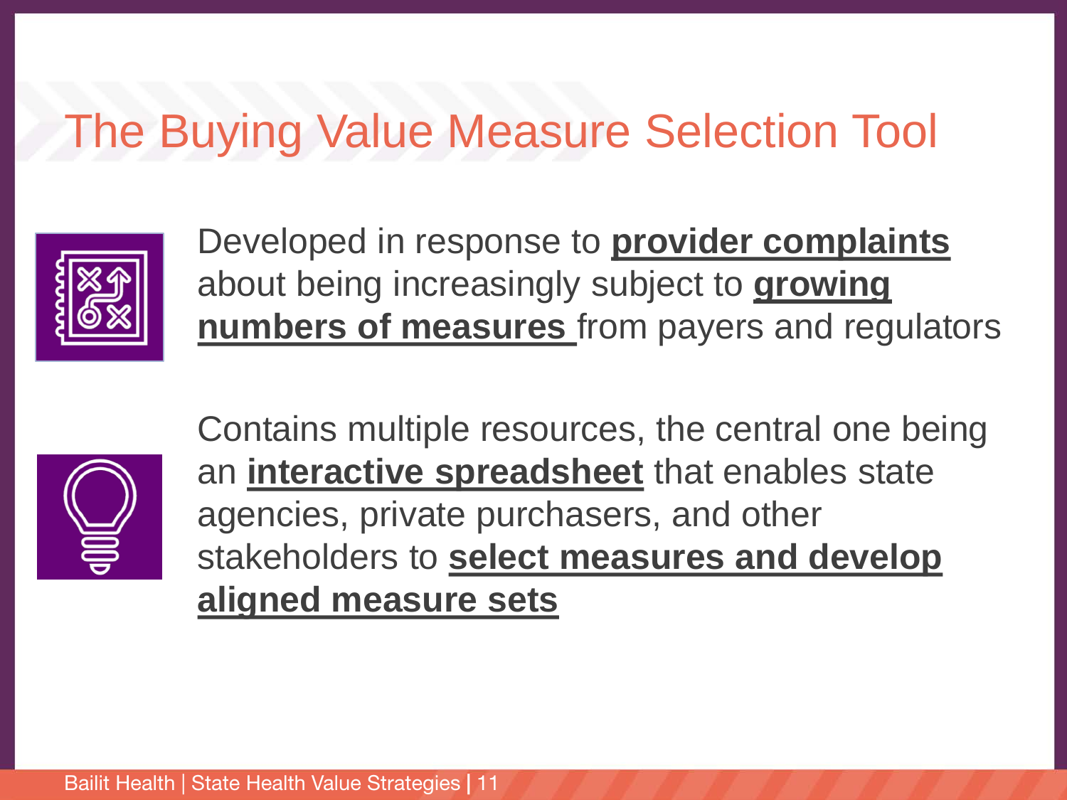# The Buying Value Measure Selection Tool

Developed in response to **provider complaints** about being increasingly subject to **growing numbers of measures** from payers and regulators

Contains multiple resources, the central one being an **interactive spreadsheet** that enables state agencies, private purchasers, and other stakeholders to **select measures and develop aligned measure sets**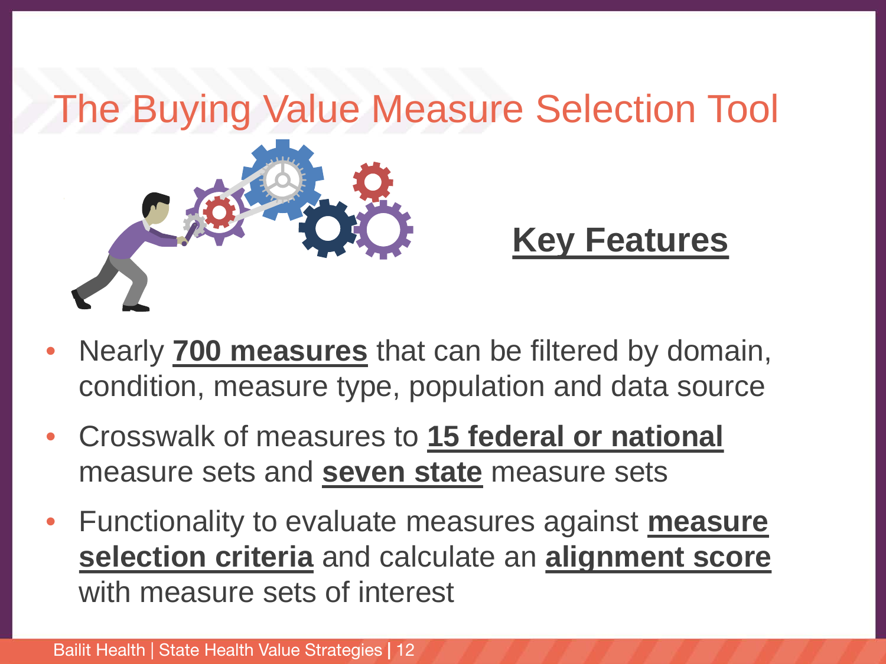# The Buying Value Measure Selection Tool

## Key Features

- Nearly **700 measures** that can be filtered by domain, condition, measure type, population and data source
- Crosswalk of measures to **15 federal or national** measure sets and **seven state** measure sets
- Functionality to evaluate measures against **measure selection criteria** and calculate an **alignment score** with measure sets of interest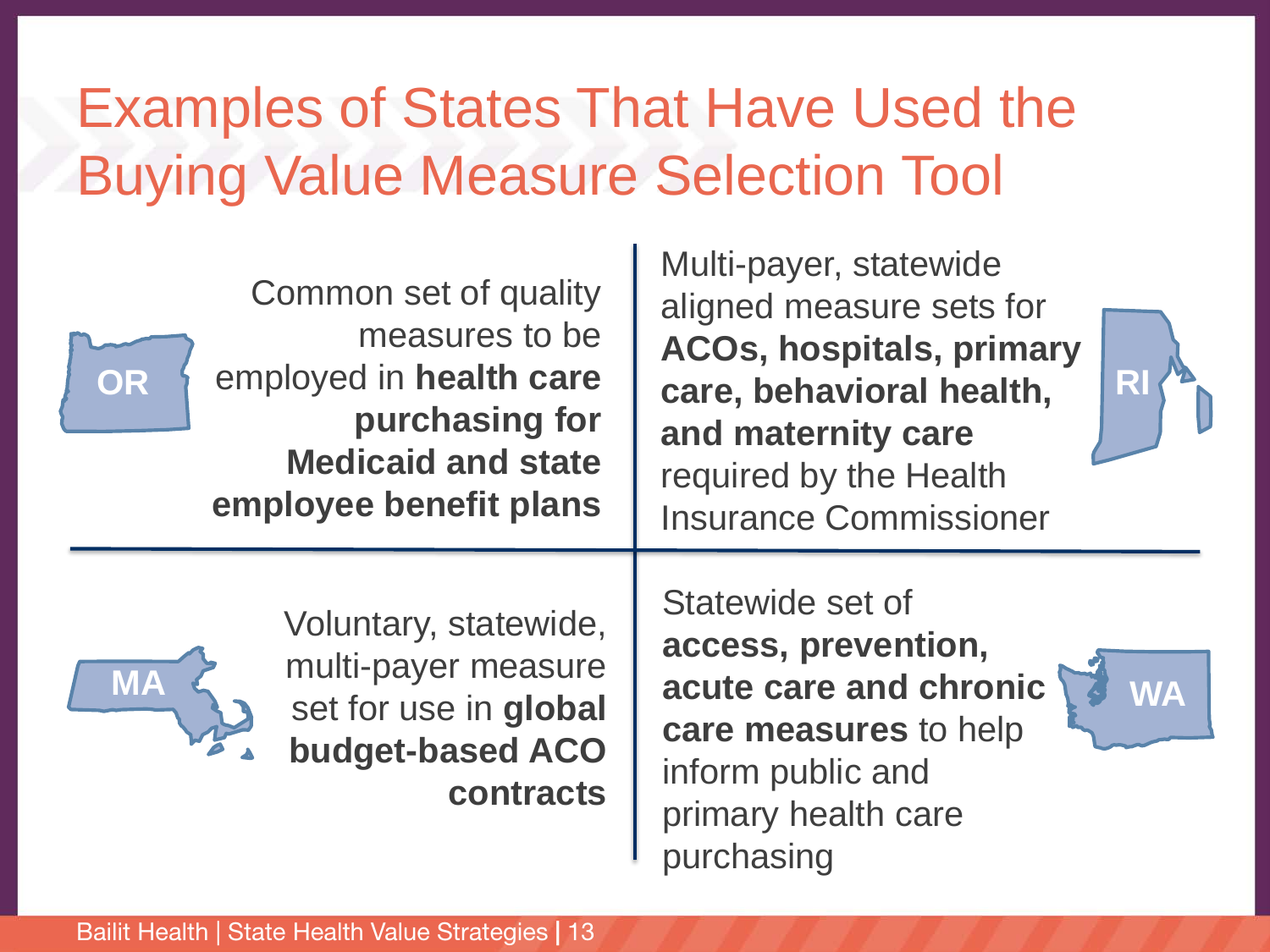# Examples of States That Have Used the Buying Value Measure Selection Tool

**OR**

Common set of quality measures to be employed in **health care purchasing for Medicaid and state employee benefit plans**

**RI**

Multi-payer, statewide aligned measure sets for **ACOs, hospitals, primary care, behavioral health, and maternity care** required by the Health Insurance Commissioner

**MA**

Voluntary, statewide, multi-payer measure set for use in **global budget-based ACO contracts**

**WA**

Statewide set of **access, prevention, acute care and chronic care measures** to help inform public and primary health care purchasing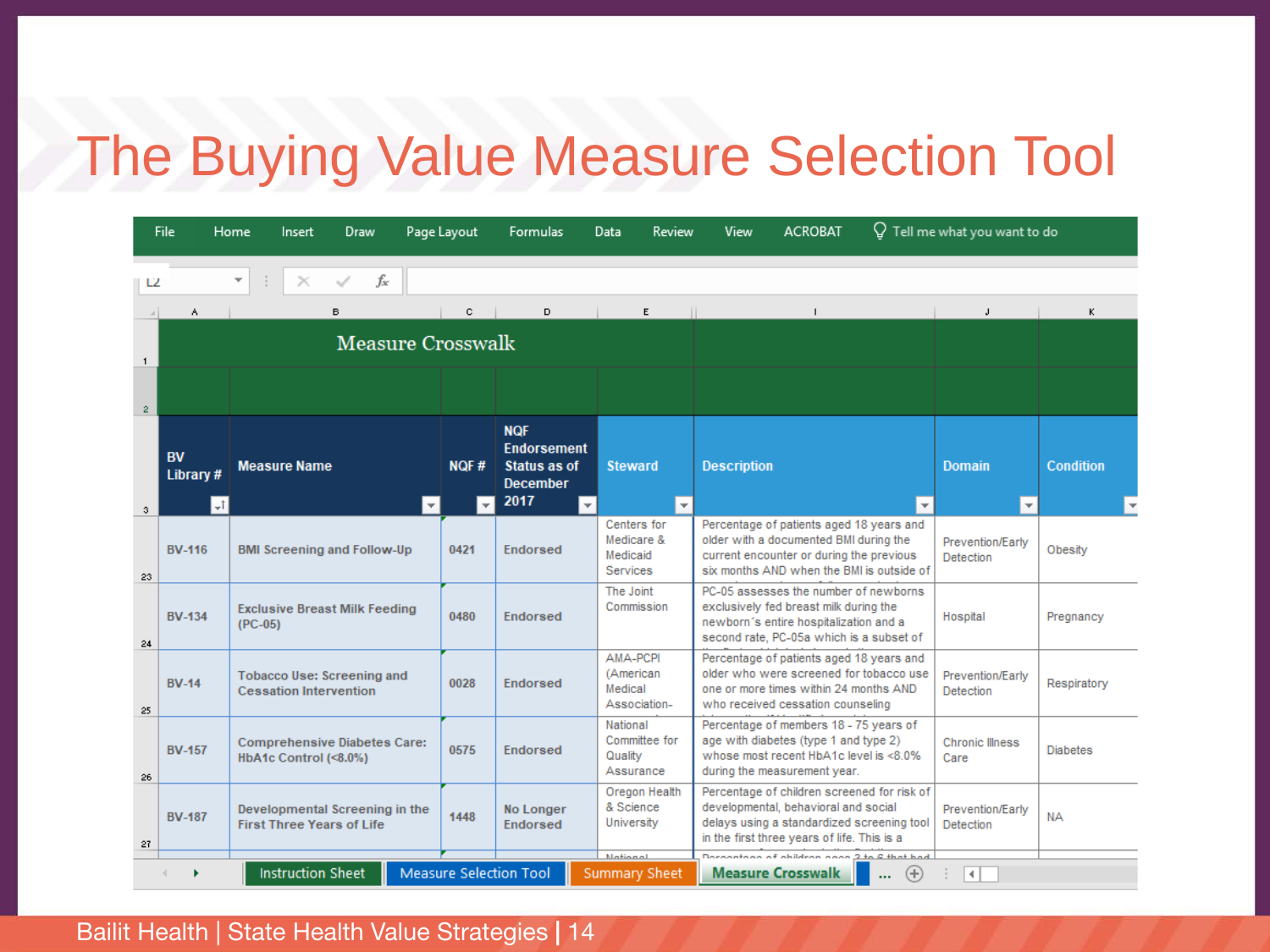# The Buying Value Measure Selection Tool

**Measure Crosswalk**

| BV Library # | Measure Name | NQF # | NQF Endorsement Status as of December 2017 | Steward | Description | Domain | Condition |
|---|---|---|---|---|---|---|---|
| BV-116 | BMI Screening and Follow-Up | 0421 | Endorsed | Centers for Medicare & Medicaid Services | Percentage of patients aged 18 years and older with a documented BMI during the current encounter or during the previous six months AND when the BMI is outside of | Prevention/Early Detection | Obesity |
| BV-134 | Exclusive Breast Milk Feeding (PC-05) | 0480 | Endorsed | The Joint Commission | PC-05 assesses the number of newborns exclusively fed breast milk during the newborn's entire hospitalization and a second rate, PC-05a which is a subset of | Hospital | Pregnancy |
| BV-14 | Tobacco Use: Screening and Cessation Intervention | 0028 | Endorsed | AMA-PCPI (American Medical Association- | Percentage of patients aged 18 years and older who were screened for tobacco use one or more times within 24 months AND who received cessation counseling | Prevention/Early Detection | Respiratory |
| BV-157 | Comprehensive Diabetes Care: HbA1c Control (<8.0%) | 0575 | Endorsed | National Committee for Quality Assurance | Percentage of members 18 - 75 years of age with diabetes (type 1 and type 2) whose most recent HbA1c level is <8.0% during the measurement year. | Chronic Illness Care | Diabetes |
| BV-187 | Developmental Screening in the First Three Years of Life | 1448 | No Longer Endorsed | Oregon Health & Science University | Percentage of children screened for risk of developmental, behavioral and social delays using a standardized screening tool in the first three years of life. This is a | Prevention/Early Detection | NA |

Instruction Sheet | Measure Selection Tool | Summary Sheet | Measure Crosswalk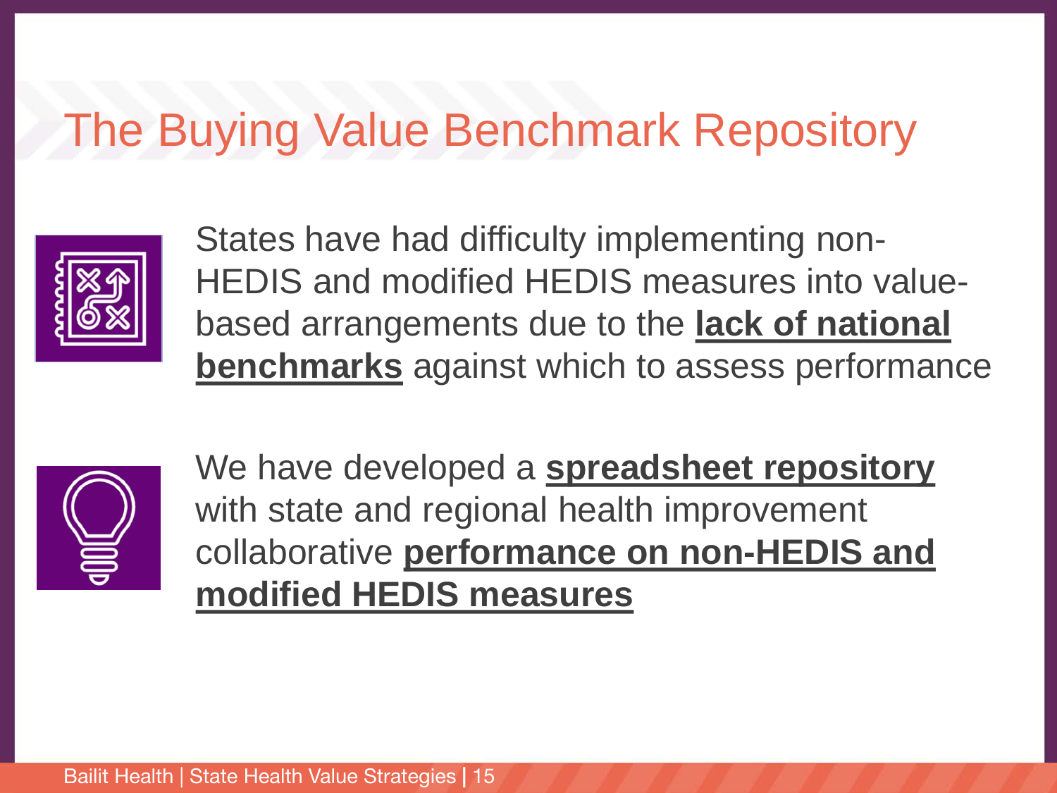# The Buying Value Benchmark Repository

States have had difficulty implementing non-HEDIS and modified HEDIS measures into value-based arrangements due to the **lack of national benchmarks** against which to assess performance

We have developed a **spreadsheet repository** with state and regional health improvement collaborative **performance on non-HEDIS and modified HEDIS measures**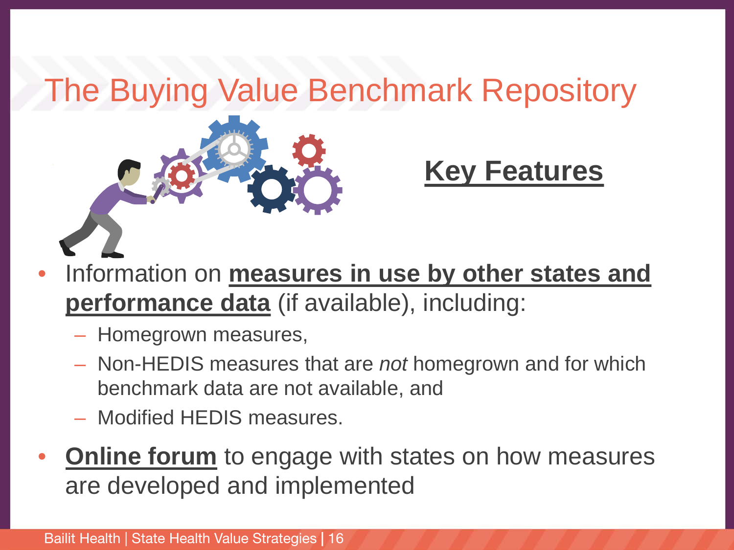# The Buying Value Benchmark Repository

## Key Features

- Information on **measures in use by other states and performance data** (if available), including:
  - Homegrown measures,
  - Non-HEDIS measures that are *not* homegrown and for which benchmark data are not available, and
  - Modified HEDIS measures.
- **Online forum** to engage with states on how measures are developed and implemented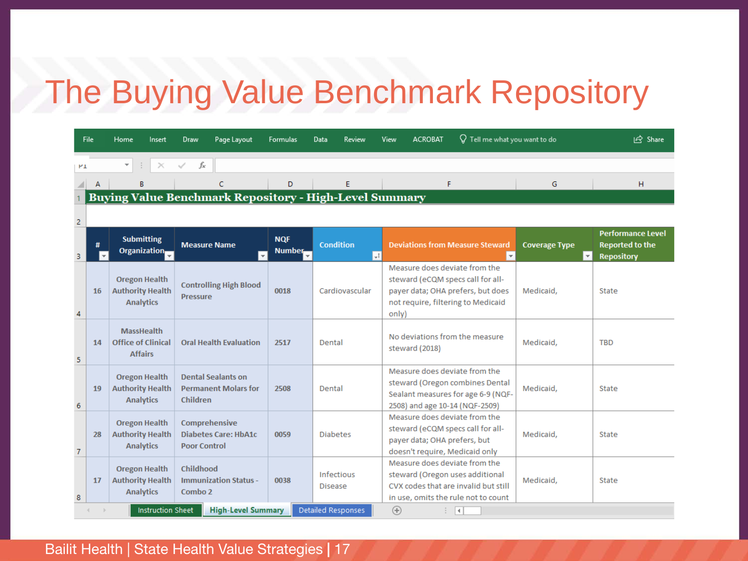# The Buying Value Benchmark Repository

**Buying Value Benchmark Repository - High-Level Summary**

| # | Submitting Organization | Measure Name | NQF Number | Condition | Deviations from Measure Steward | Coverage Type | Performance Level Reported to the Repository |
|---|---|---|---|---|---|---|---|
| 16 | Oregon Health Authority Health Analytics | Controlling High Blood Pressure | 0018 | Cardiovascular | Measure does deviate from the steward (eCQM specs call for all-payer data; OHA prefers, but does not require, filtering to Medicaid only) | Medicaid, | State |
| 14 | MassHealth Office of Clinical Affairs | Oral Health Evaluation | 2517 | Dental | No deviations from the measure steward (2018) | Medicaid, | TBD |
| 19 | Oregon Health Authority Health Analytics | Dental Sealants on Permanent Molars for Children | 2508 | Dental | Measure does deviate from the steward (Oregon combines Dental Sealant measures for age 6-9 (NQF-2508) and age 10-14 (NQF-2509) | Medicaid, | State |
| 28 | Oregon Health Authority Health Analytics | Comprehensive Diabetes Care: HbA1c Poor Control | 0059 | Diabetes | Measure does deviate from the steward (eCQM specs call for all-payer data; OHA prefers, but doesn't require, Medicaid only | Medicaid, | State |
| 17 | Oregon Health Authority Health Analytics | Childhood Immunization Status - Combo 2 | 0038 | Infectious Disease | Measure does deviate from the steward (Oregon uses additional CVX codes that are invalid but still in use, omits the rule not to count | Medicaid, | State |

Bailit Health | State Health Value Strategies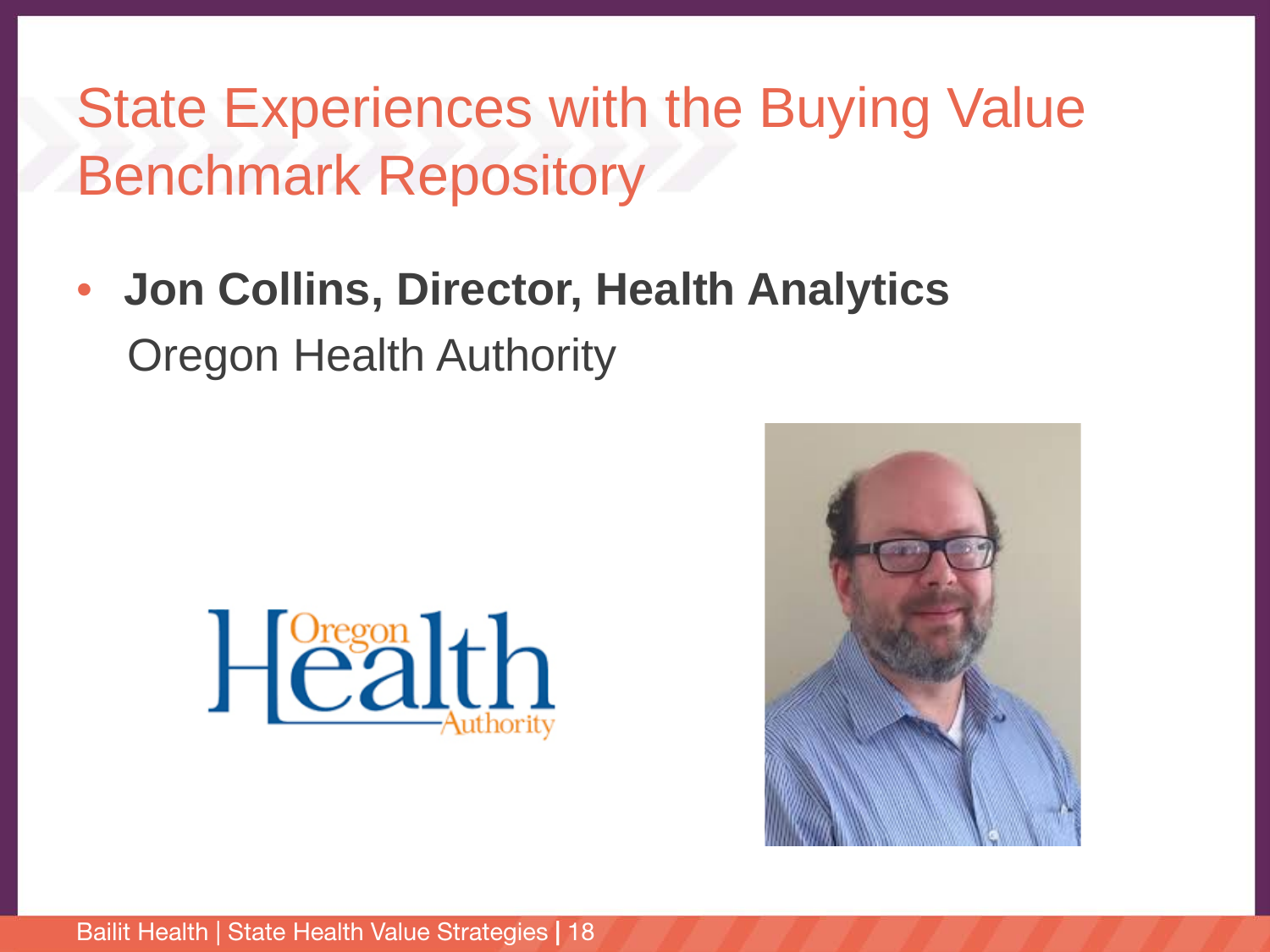# State Experiences with the Buying Value Benchmark Repository

- **Jon Collins, Director, Health Analytics**
  Oregon Health Authority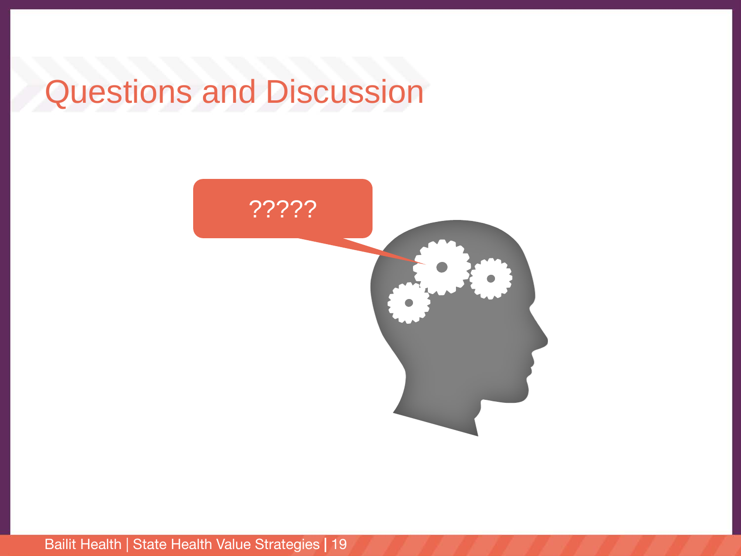# Questions and Discussion

?????